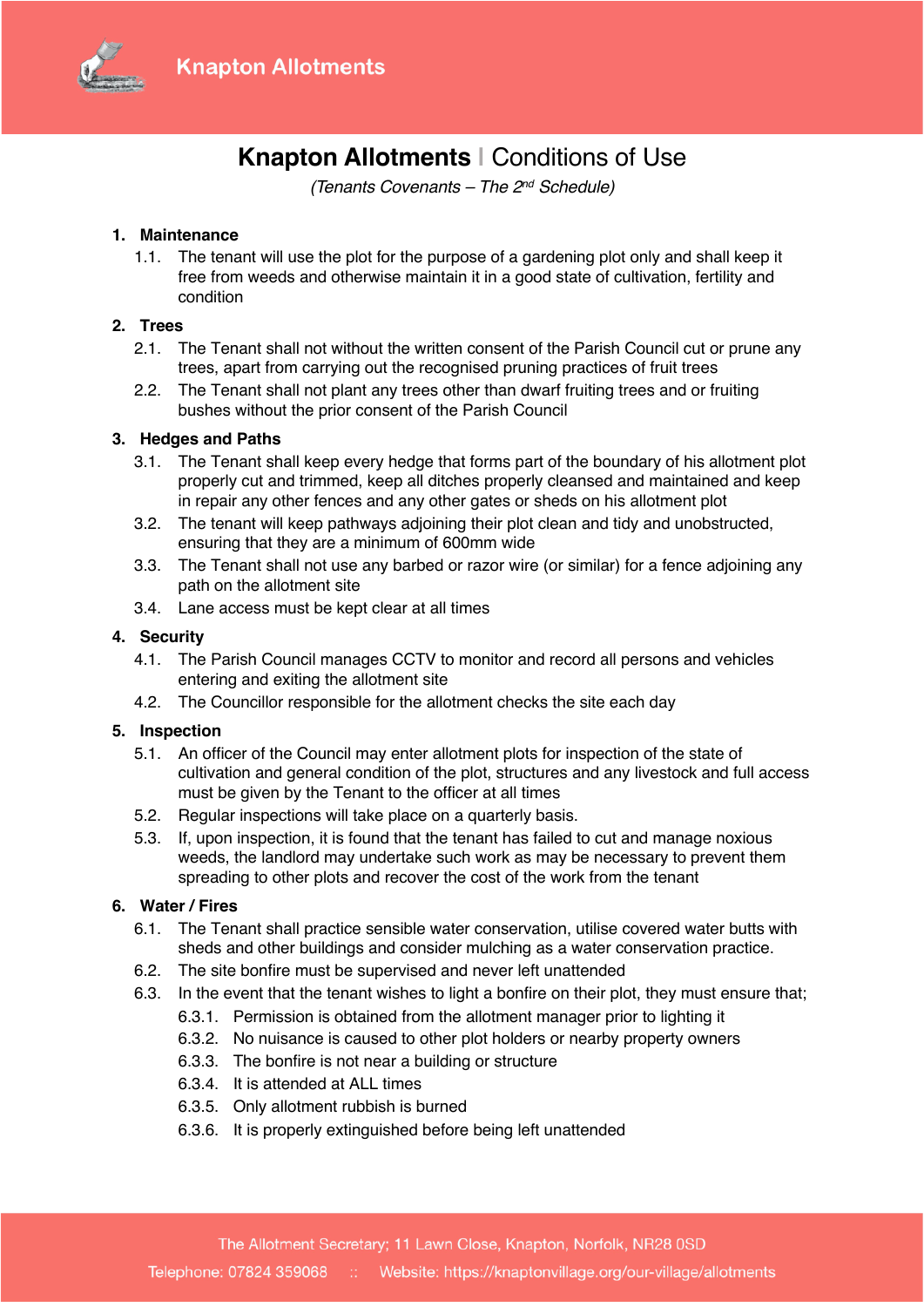# Knapton Allotments | Conditions of Use

*(Tenants Covenants – The 2nd Schedule)*

1. **Maintenance**
    1.1. The tenant will use the plot for the purpose of a gardening plot only and shall keep it free from weeds and otherwise maintain it in a good state of cultivation, fertility and condition

2. **Trees**
    2.1. The Tenant shall not without the written consent of the Parish Council cut or prune any trees, apart from carrying out the recognised pruning practices of fruit trees
    2.2. The Tenant shall not plant any trees other than dwarf fruiting trees and or fruiting bushes without the prior consent of the Parish Council

3. **Hedges and Paths**
    3.1. The Tenant shall keep every hedge that forms part of the boundary of his allotment plot properly cut and trimmed, keep all ditches properly cleansed and maintained and keep in repair any other fences and any other gates or sheds on his allotment plot
    3.2. The tenant will keep pathways adjoining their plot clean and tidy and unobstructed, ensuring that they are a minimum of 600mm wide
    3.3. The Tenant shall not use any barbed or razor wire (or similar) for a fence adjoining any path on the allotment site
    3.4. Lane access must be kept clear at all times

4. **Security**
    4.1. The Parish Council manages CCTV to monitor and record all persons and vehicles entering and exiting the allotment site
    4.2. The Councillor responsible for the allotment checks the site each day

5. **Inspection**
    5.1. An officer of the Council may enter allotment plots for inspection of the state of cultivation and general condition of the plot, structures and any livestock and full access must be given by the Tenant to the officer at all times
    5.2. Regular inspections will take place on a quarterly basis.
    5.3. If, upon inspection, it is found that the tenant has failed to cut and manage noxious weeds, the landlord may undertake such work as may be necessary to prevent them spreading to other plots and recover the cost of the work from the tenant

6. **Water / Fires**
    6.1. The Tenant shall practice sensible water conservation, utilise covered water butts with sheds and other buildings and consider mulching as a water conservation practice.
    6.2. The site bonfire must be supervised and never left unattended
    6.3. In the event that the tenant wishes to light a bonfire on their plot, they must ensure that;
        6.3.1. Permission is obtained from the allotment manager prior to lighting it
        6.3.2. No nuisance is caused to other plot holders or nearby property owners
        6.3.3. The bonfire is not near a building or structure
        6.3.4. It is attended at ALL times
        6.3.5. Only allotment rubbish is burned
        6.3.6. It is properly extinguished before being left unattended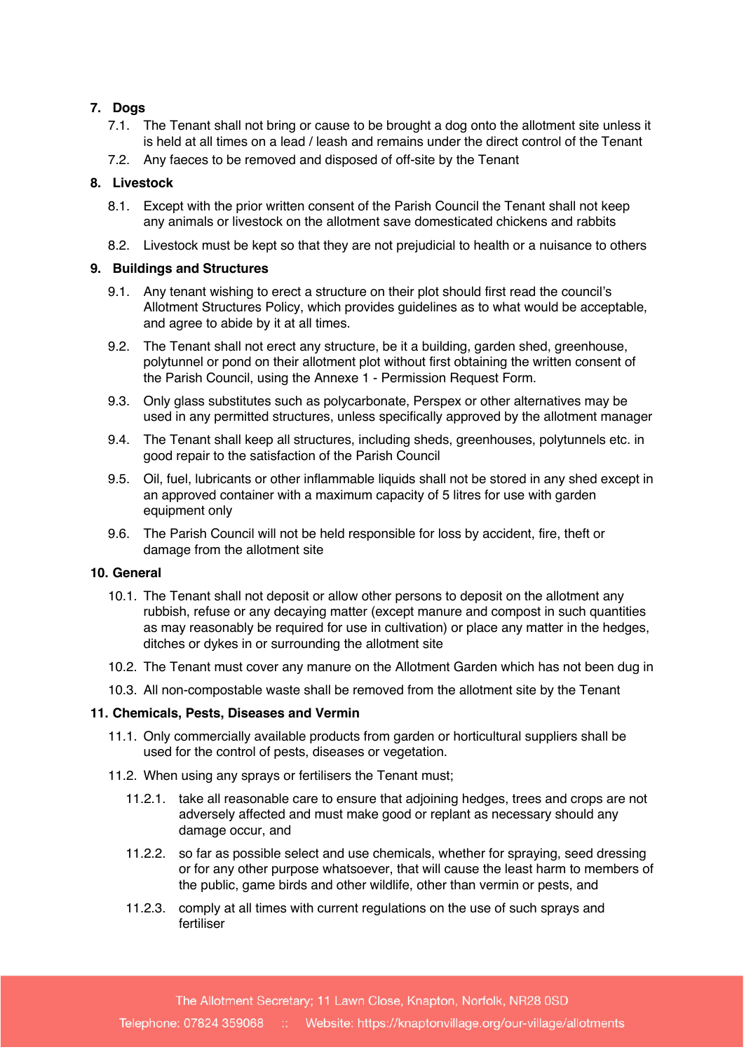## 7. Dogs

7.1. The Tenant shall not bring or cause to be brought a dog onto the allotment site unless it is held at all times on a lead / leash and remains under the direct control of the Tenant

7.2. Any faeces to be removed and disposed of off-site by the Tenant

## 8. Livestock

8.1. Except with the prior written consent of the Parish Council the Tenant shall not keep any animals or livestock on the allotment save domesticated chickens and rabbits

8.2. Livestock must be kept so that they are not prejudicial to health or a nuisance to others

## 9. Buildings and Structures

9.1. Any tenant wishing to erect a structure on their plot should first read the council's Allotment Structures Policy, which provides guidelines as to what would be acceptable, and agree to abide by it at all times.

9.2. The Tenant shall not erect any structure, be it a building, garden shed, greenhouse, polytunnel or pond on their allotment plot without first obtaining the written consent of the Parish Council, using the Annexe 1 - Permission Request Form.

9.3. Only glass substitutes such as polycarbonate, Perspex or other alternatives may be used in any permitted structures, unless specifically approved by the allotment manager

9.4. The Tenant shall keep all structures, including sheds, greenhouses, polytunnels etc. in good repair to the satisfaction of the Parish Council

9.5. Oil, fuel, lubricants or other inflammable liquids shall not be stored in any shed except in an approved container with a maximum capacity of 5 litres for use with garden equipment only

9.6. The Parish Council will not be held responsible for loss by accident, fire, theft or damage from the allotment site

## 10. General

10.1. The Tenant shall not deposit or allow other persons to deposit on the allotment any rubbish, refuse or any decaying matter (except manure and compost in such quantities as may reasonably be required for use in cultivation) or place any matter in the hedges, ditches or dykes in or surrounding the allotment site

10.2. The Tenant must cover any manure on the Allotment Garden which has not been dug in

10.3. All non-compostable waste shall be removed from the allotment site by the Tenant

## 11. Chemicals, Pests, Diseases and Vermin

11.1. Only commercially available products from garden or horticultural suppliers shall be used for the control of pests, diseases or vegetation.

11.2. When using any sprays or fertilisers the Tenant must;

11.2.1. take all reasonable care to ensure that adjoining hedges, trees and crops are not adversely affected and must make good or replant as necessary should any damage occur, and

11.2.2. so far as possible select and use chemicals, whether for spraying, seed dressing or for any other purpose whatsoever, that will cause the least harm to members of the public, game birds and other wildlife, other than vermin or pests, and

11.2.3. comply at all times with current regulations on the use of such sprays and fertiliser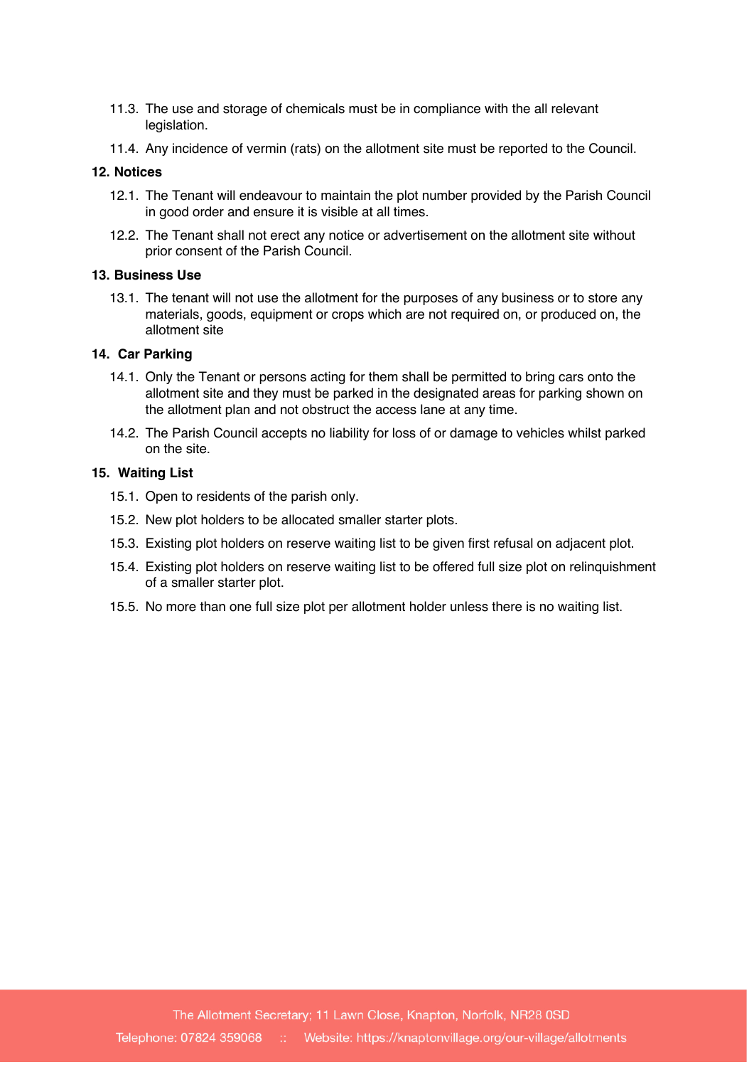11.3. The use and storage of chemicals must be in compliance with the all relevant legislation.

11.4. Any incidence of vermin (rats) on the allotment site must be reported to the Council.

**12. Notices**

12.1. The Tenant will endeavour to maintain the plot number provided by the Parish Council in good order and ensure it is visible at all times.

12.2. The Tenant shall not erect any notice or advertisement on the allotment site without prior consent of the Parish Council.

**13. Business Use**

13.1. The tenant will not use the allotment for the purposes of any business or to store any materials, goods, equipment or crops which are not required on, or produced on, the allotment site

**14. Car Parking**

14.1. Only the Tenant or persons acting for them shall be permitted to bring cars onto the allotment site and they must be parked in the designated areas for parking shown on the allotment plan and not obstruct the access lane at any time.

14.2. The Parish Council accepts no liability for loss of or damage to vehicles whilst parked on the site.

**15. Waiting List**

15.1. Open to residents of the parish only.

15.2. New plot holders to be allocated smaller starter plots.

15.3. Existing plot holders on reserve waiting list to be given first refusal on adjacent plot.

15.4. Existing plot holders on reserve waiting list to be offered full size plot on relinquishment of a smaller starter plot.

15.5. No more than one full size plot per allotment holder unless there is no waiting list.